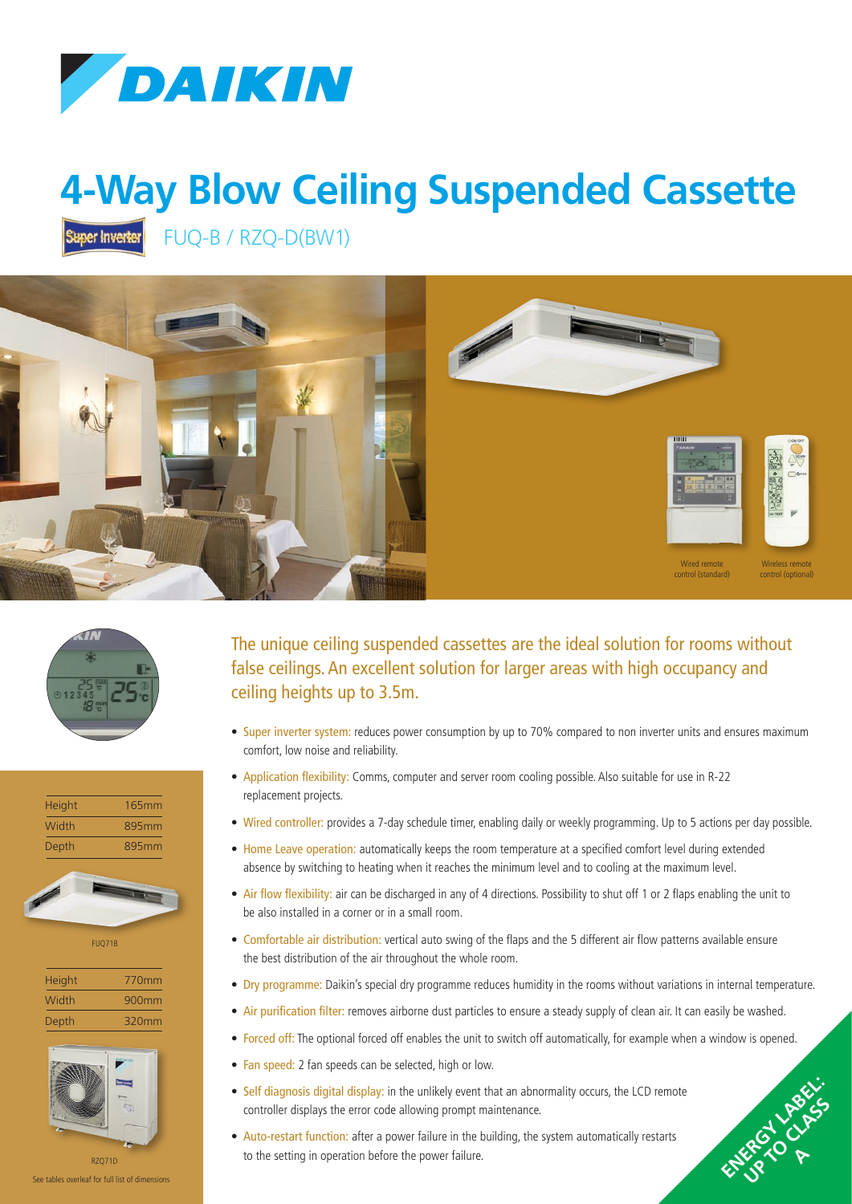# 4-Way Blow Ceiling Suspended Cassette

Super Inverter FUQ-B / RZQ-D(BW1)

Wired remote control (standard)

Wireless remote control (optional)

| Height | 165mm |
|---|---|
| Width | 895mm |
| Depth | 895mm |

FUQ71B

| Height | 770mm |
|---|---|
| Width | 900mm |
| Depth | 320mm |

RZQ71D

See tables overleaf for full list of dimensions

## The unique ceiling suspended cassettes are the ideal solution for rooms without false ceilings. An excellent solution for larger areas with high occupancy and ceiling heights up to 3.5m.

- Super inverter system: reduces power consumption by up to 70% compared to non inverter units and ensures maximum comfort, low noise and reliability.
- Application flexibility: Comms, computer and server room cooling possible. Also suitable for use in R-22 replacement projects.
- Wired controller: provides a 7-day schedule timer, enabling daily or weekly programming. Up to 5 actions per day possible.
- Home Leave operation: automatically keeps the room temperature at a specified comfort level during extended absence by switching to heating when it reaches the minimum level and to cooling at the maximum level.
- Air flow flexibility: air can be discharged in any of 4 directions. Possibility to shut off 1 or 2 flaps enabling the unit to be also installed in a corner or in a small room.
- Comfortable air distribution: vertical auto swing of the flaps and the 5 different air flow patterns available ensure the best distribution of the air throughout the whole room.
- Dry programme: Daikin's special dry programme reduces humidity in the rooms without variations in internal temperature.
- Air purification filter: removes airborne dust particles to ensure a steady supply of clean air. It can easily be washed.
- Forced off: The optional forced off enables the unit to switch off automatically, for example when a window is opened.
- Fan speed: 2 fan speeds can be selected, high or low.
- Self diagnosis digital display: in the unlikely event that an abnormality occurs, the LCD remote controller displays the error code allowing prompt maintenance.
- Auto-restart function: after a power failure in the building, the system automatically restarts to the setting in operation before the power failure.

ENERGY LABEL: UP TO CLASS A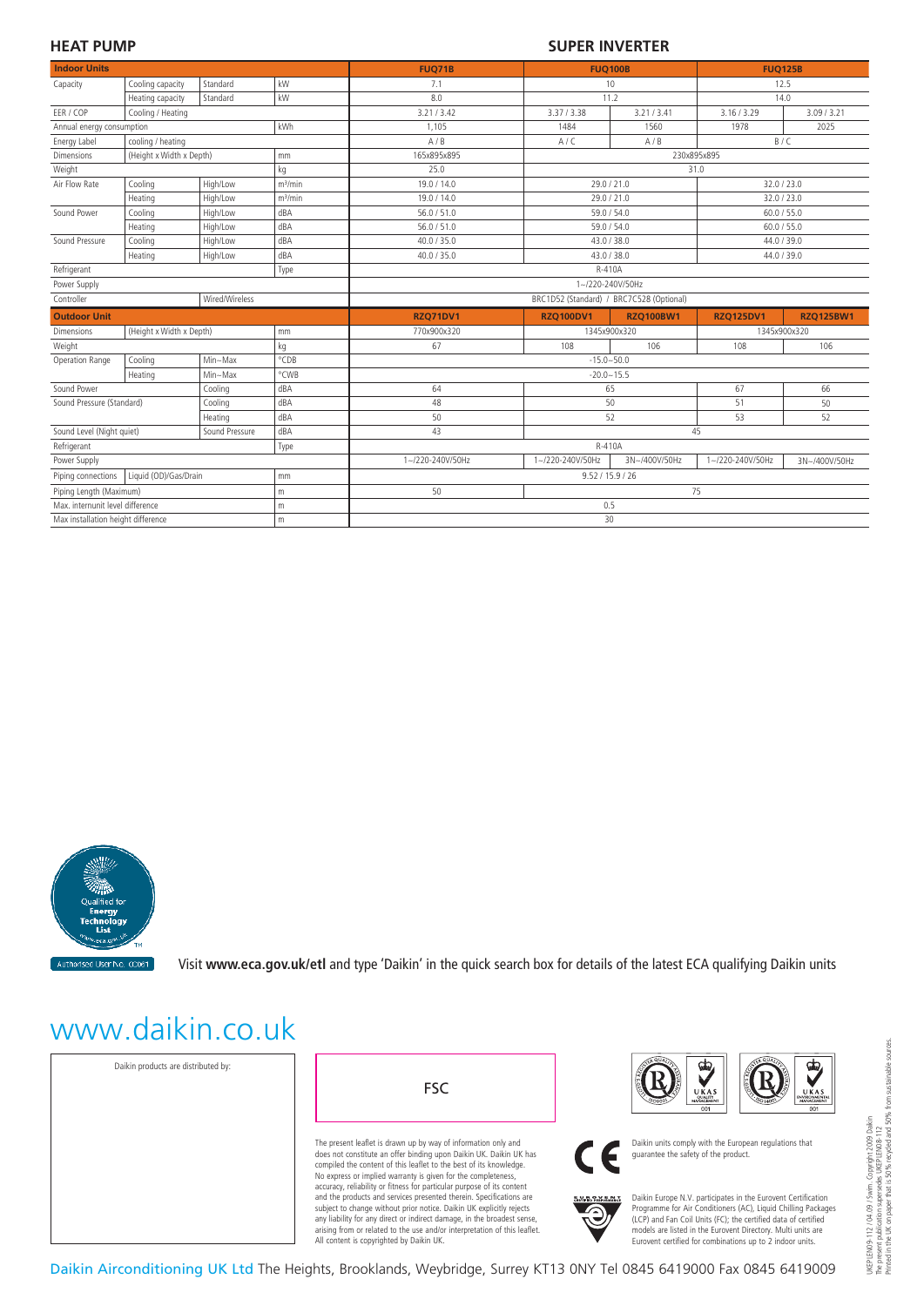**HEAT PUMP** **SUPER INVERTER**

| Indoor Units | | | | FUQ71B | FUQ100B | | FUQ125B | |
|---|---|---|---|---|---|---|---|---|
| Capacity | Cooling capacity | Standard | kW | 7.1 | 10 | | 12.5 | |
| | Heating capacity | Standard | kW | 8.0 | 11.2 | | 14.0 | |
| EER / COP | Cooling / Heating | | | 3.21 / 3.42 | 3.37 / 3.38 | 3.21 / 3.41 | 3.16 / 3.29 | 3.09 / 3.21 |
| Annual energy consumption | | | kWh | 1,105 | 1484 | 1560 | 1978 | 2025 |
| Energy Label | cooling / heating | | | A / B | A / C | A / B | B / C | |
| Dimensions | (Height x Width x Depth) | | mm | 165x895x895 | 230x895x895 | | | |
| Weight | | | kg | 25.0 | 31.0 | | | |
| Air Flow Rate | Cooling | High/Low | m³/min | 19.0 / 14.0 | 29.0 / 21.0 | | 32.0 / 23.0 | |
| | Heating | High/Low | m³/min | 19.0 / 14.0 | 29.0 / 21.0 | | 32.0 / 23.0 | |
| Sound Power | Cooling | High/Low | dBA | 56.0 / 51.0 | 59.0 / 54.0 | | 60.0 / 55.0 | |
| | Heating | High/Low | dBA | 56.0 / 51.0 | 59.0 / 54.0 | | 60.0 / 55.0 | |
| Sound Pressure | Cooling | High/Low | dBA | 40.0 / 35.0 | 43.0 / 38.0 | | 44.0 / 39.0 | |
| | Heating | High/Low | dBA | 40.0 / 35.0 | 43.0 / 38.0 | | 44.0 / 39.0 | |
| Refrigerant | | | Type | R-410A | | | | |
| Power Supply | | | | 1~/220-240V/50Hz | | | | |
| Controller | | Wired/Wireless | | BRC1D52 (Standard) / BRC7C528 (Optional) | | | | |
| **Outdoor Unit** | | | | **RZQ71DV1** | **RZQ100DV1** | **RZQ100BW1** | **RZQ125DV1** | **RZQ125BW1** |
| Dimensions | (Height x Width x Depth) | | mm | 770x900x320 | 1345x900x320 | | 1345x900x320 | |
| Weight | | | kg | 67 | 108 | 106 | 108 | 106 |
| Operation Range | Cooling | Min~Max | °CDB | -15.0~50.0 | | | | |
| | Heating | Min~Max | °CWB | -20.0~15.5 | | | | |
| Sound Power | | Cooling | dBA | 64 | 65 | | 67 | 66 |
| Sound Pressure (Standard) | | Cooling | dBA | 48 | 50 | | 51 | 50 |
| | | Heating | dBA | 50 | 52 | | 53 | 52 |
| Sound Level (Night quiet) | | Sound Pressure | dBA | 43 | 45 | | | |
| Refrigerant | | | Type | R-410A | | | | |
| Power Supply | | | | 1~/220-240V/50Hz | 1~/220-240V/50Hz | 3N~/400V/50Hz | 1~/220-240V/50Hz | 3N~/400V/50Hz |
| Piping connections | Liquid (OD)/Gas/Drain | | mm | 9.52 / 15.9 / 26 | | | | |
| Piping Length (Maximum) | | | m | 50 | 75 | | | |
| Max. internunit level difference | | | m | 0.5 | | | | |
| Max installation height difference | | | m | 30 | | | | |

Qualified for Energy Technology List

Authorised User No. 00061

Visit **www.eca.gov.uk/etl** and type 'Daikin' in the quick search box for details of the latest ECA qualifying Daikin units

# www.daikin.co.uk

Daikin products are distributed by:

FSC

The present leaflet is drawn up by way of information only and does not constitute an offer binding upon Daikin UK. Daikin UK has compiled the content of this leaflet to the best of its knowledge. No express or implied warranty is given for the completeness, accuracy, reliability or fitness for particular purpose of its content and the products and services presented therein. Specifications are subject to change without prior notice. Daikin UK explicitly rejects any liability for any direct or indirect damage, in the broadest sense, arising from or related to the use and/or interpretation of this leaflet. All content is copyrighted by Daikin UK.

Daikin units comply with the European regulations that guarantee the safety of the product.

Daikin Europe N.V. participates in the Eurovent Certification Programme for Air Conditioners (AC), Liquid Chilling Packages (LCP) and Fan Coil Units (FC); the certified data of certified models are listed in the Eurovent Directory. Multi units are Eurovent certified for combinations up to 2 indoor units.

UKEPLEN09-112 / 04.09 / Swim. Copyright 2009 Daikin
The present publication supersedes UKEPLEN08-112
Printed in the UK on paper that is 50% recycled and 50% from sustainable sources.

Daikin Airconditioning UK Ltd The Heights, Brooklands, Weybridge, Surrey KT13 0NY Tel 0845 6419000 Fax 0845 6419009